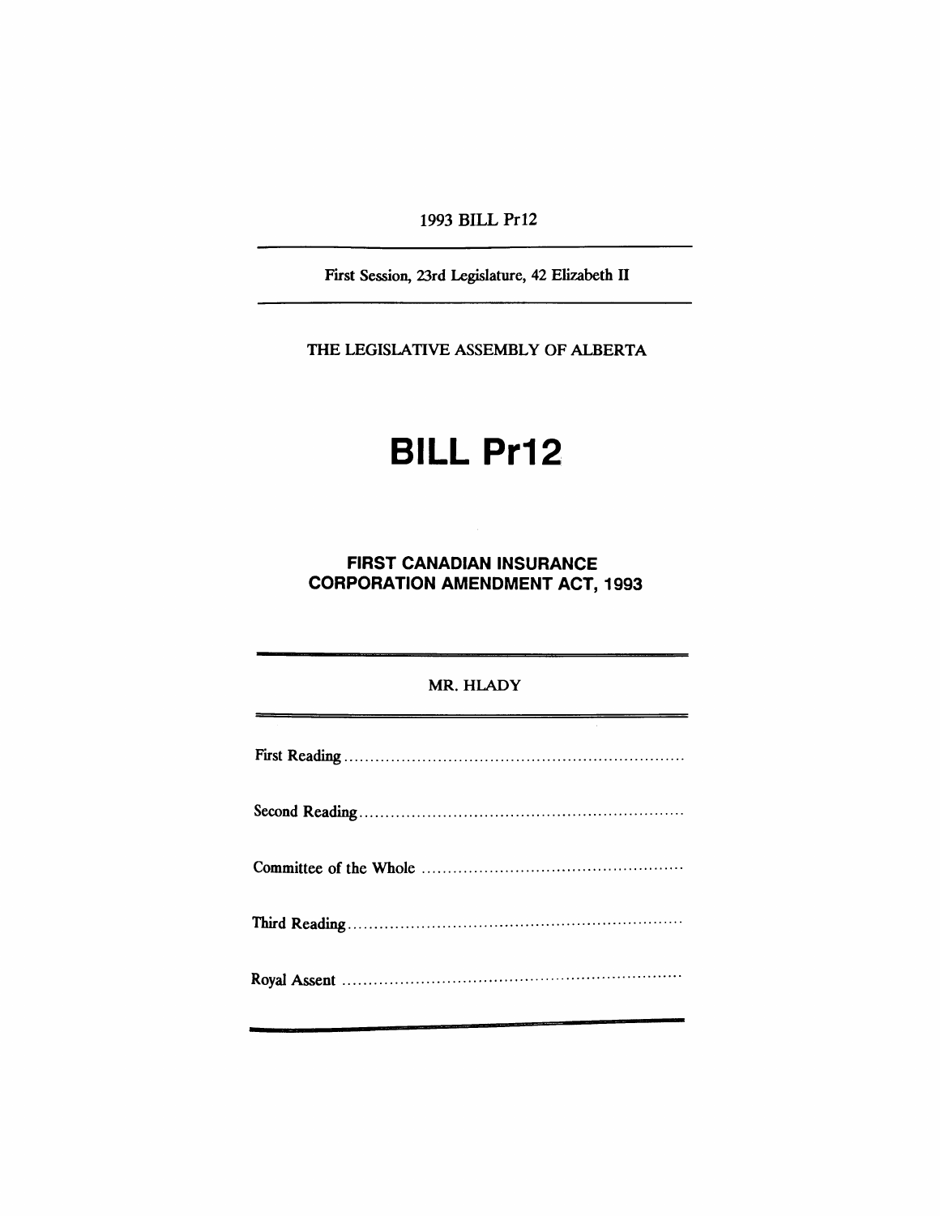1993 BILL Pr12

---

First Session, 23rd Legislature, 42 Elizabeth II

---

THE LEGISLATIVE ASSEMBLY OF ALBERTA

# BILL Pr12

## FIRST CANADIAN INSURANCE CORPORATION AMENDMENT ACT, 1993

---

MR. HLADY

---

First Reading ..................................................................

Second Reading ..............................................................

Committee of the Whole ..................................................

Third Reading ................................................................

Royal Assent ..................................................................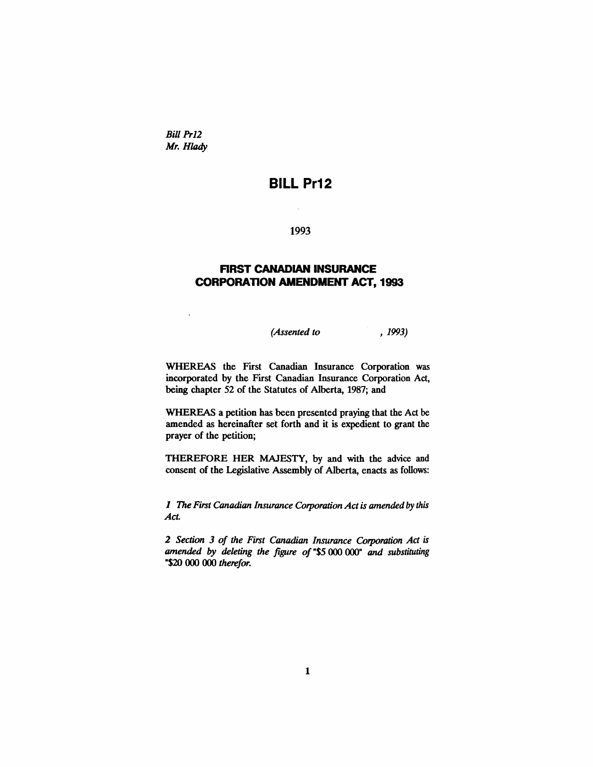*Bill Pr12*
*Mr. Hlady*

# BILL Pr12

1993

## FIRST CANADIAN INSURANCE CORPORATION AMENDMENT ACT, 1993

*(Assented to , 1993)*

WHEREAS the First Canadian Insurance Corporation was incorporated by the First Canadian Insurance Corporation Act, being chapter 52 of the Statutes of Alberta, 1987; and

WHEREAS a petition has been presented praying that the Act be amended as hereinafter set forth and it is expedient to grant the prayer of the petition;

THEREFORE HER MAJESTY, by and with the advice and consent of the Legislative Assembly of Alberta, enacts as follows:

*1 The First Canadian Insurance Corporation Act is amended by this Act.*

*2 Section 3 of the First Canadian Insurance Corporation Act is amended by deleting the figure of* "$5 000 000" *and substituting* "$20 000 000 *therefor.*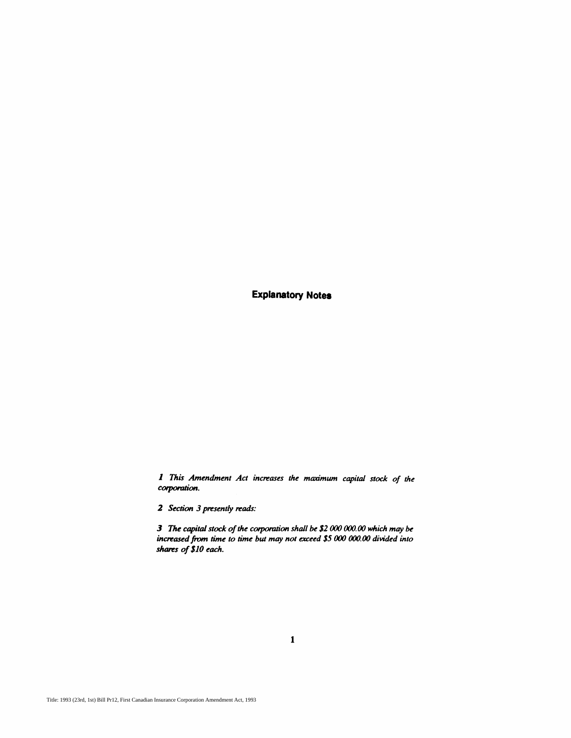## Explanatory Notes

*1 This Amendment Act increases the maximum capital stock of the corporation.*

*2 Section 3 presently reads:*

*3 The capital stock of the corporation shall be $2 000 000.00 which may be increased from time to time but may not exceed $5 000 000.00 divided into shares of $10 each.*